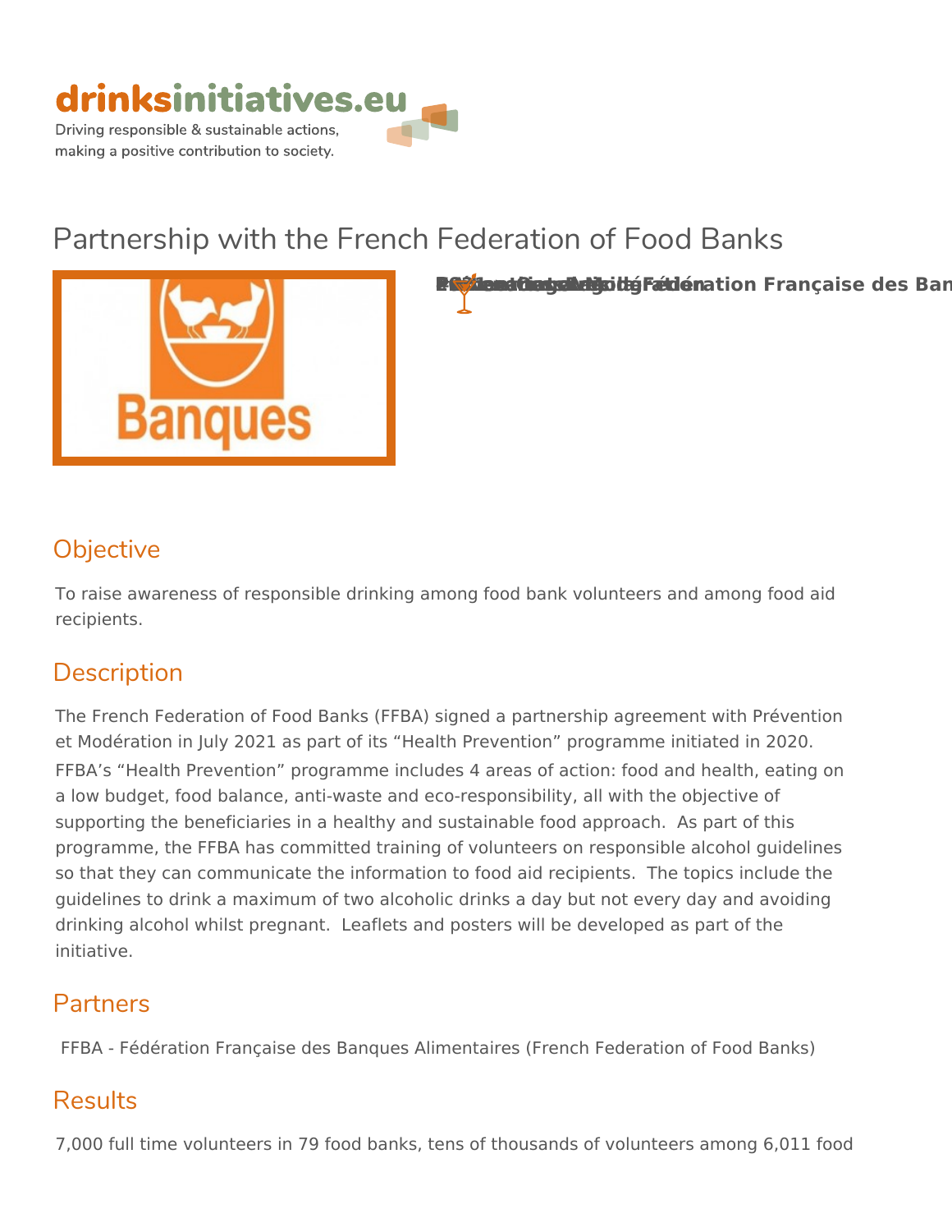# Partnership with the French Federation of Food Banks

FFBA - Fédération Française des Banques Alimentaires

## Objective

To raise awareness of responsible drinking among food bank volunteers and among food aid recipients.

## Description

The French Federation of Food Banks (FFBA) signed a partnership agreement with Prévention et Modération in July 2021 as part of its "Health Prevention" programme initiated in 2020.

FFBA's "Health Prevention" programme includes 4 areas of action: food and health, eating on a low budget, food balance, anti-waste and eco-responsibility, all with the objective of supporting the beneficiaries in a healthy and sustainable food approach. As part of this programme, the FFBA has committed training of volunteers on responsible alcohol guidelines so that they can communicate the information to food aid recipients. The topics include the guidelines to drink a maximum of two alcoholic drinks a day but not every day and avoiding drinking alcohol whilst pregnant. Leaflets and posters will be developed as part of the initiative.

## Partners

FFBA - Fédération Française des Banques Alimentaires (French Federation of Food Banks)

## Results

7,000 full time volunteers in 79 food banks, tens of thousands of volunteers among 6,011 food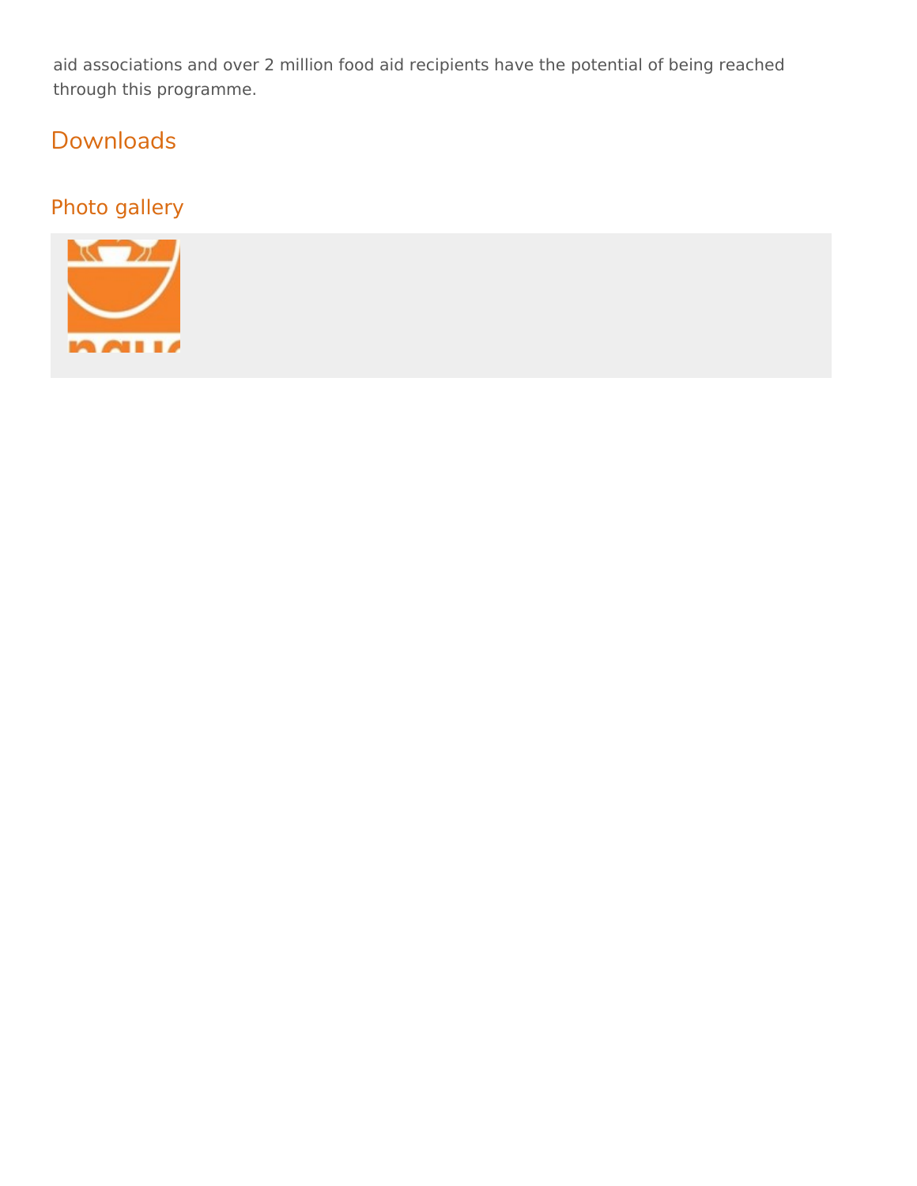aid associations and over 2 million food aid recipients have the potential of being reached through this programme.

## Downloads

## Photo gallery